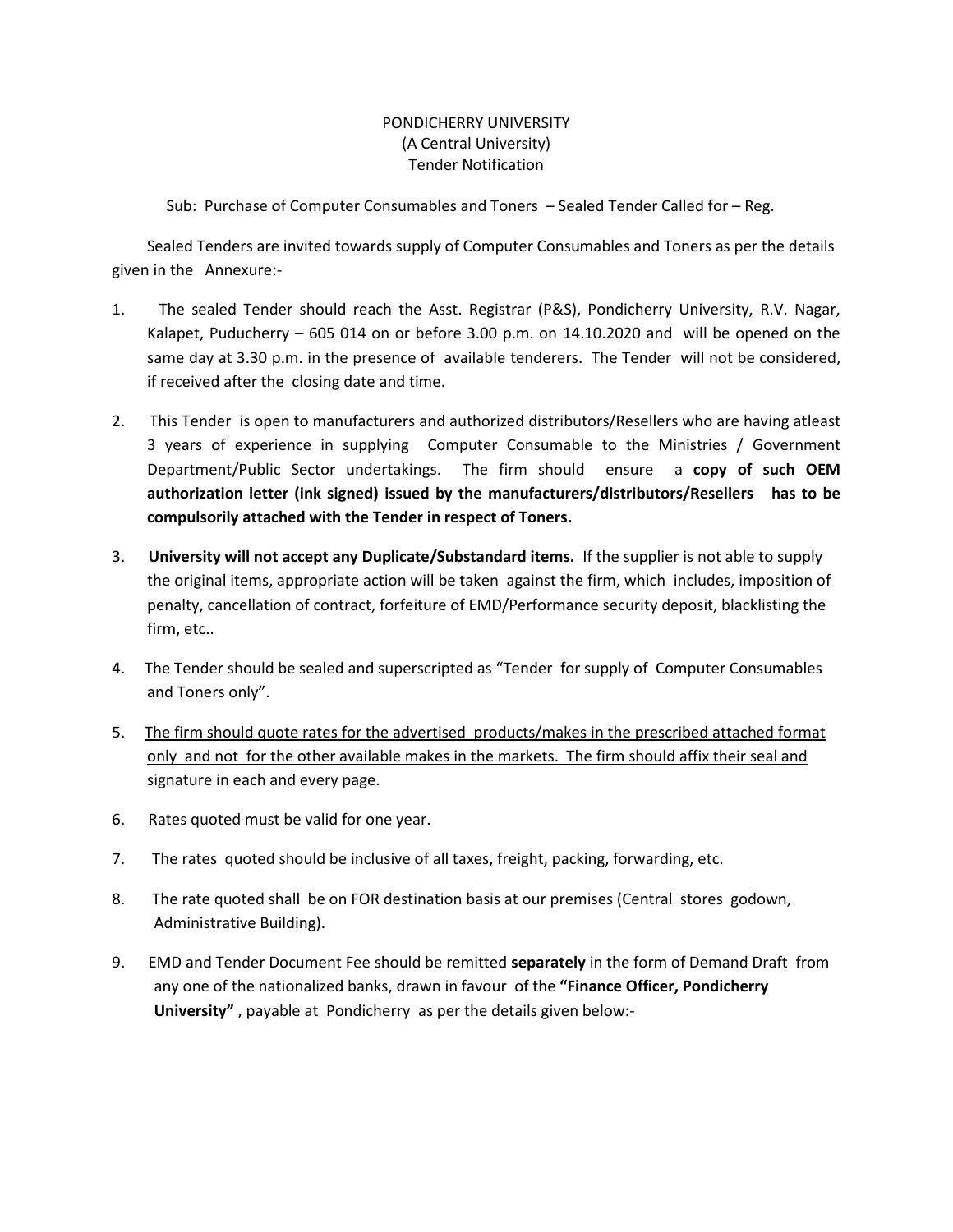PONDICHERRY UNIVERSITY
(A Central University)
Tender Notification

Sub: Purchase of Computer Consumables and Toners – Sealed Tender Called for – Reg.

Sealed Tenders are invited towards supply of Computer Consumables and Toners as per the details given in the Annexure:-

1. The sealed Tender should reach the Asst. Registrar (P&S), Pondicherry University, R.V. Nagar, Kalapet, Puducherry – 605 014 on or before 3.00 p.m. on 14.10.2020 and will be opened on the same day at 3.30 p.m. in the presence of available tenderers. The Tender will not be considered, if received after the closing date and time.

2. This Tender is open to manufacturers and authorized distributors/Resellers who are having atleast 3 years of experience in supplying Computer Consumable to the Ministries / Government Department/Public Sector undertakings. The firm should ensure a **copy of such OEM authorization letter (ink signed) issued by the manufacturers/distributors/Resellers has to be compulsorily attached with the Tender in respect of Toners.**

3. **University will not accept any Duplicate/Substandard items.** If the supplier is not able to supply the original items, appropriate action will be taken against the firm, which includes, imposition of penalty, cancellation of contract, forfeiture of EMD/Performance security deposit, blacklisting the firm, etc..

4. The Tender should be sealed and superscripted as "Tender for supply of Computer Consumables and Toners only".

5. <u>The firm should quote rates for the advertised products/makes in the prescribed attached format only and not for the other available makes in the markets. The firm should affix their seal and signature in each and every page.</u>

6. Rates quoted must be valid for one year.

7. The rates quoted should be inclusive of all taxes, freight, packing, forwarding, etc.

8. The rate quoted shall be on FOR destination basis at our premises (Central stores godown, Administrative Building).

9. EMD and Tender Document Fee should be remitted **separately** in the form of Demand Draft from any one of the nationalized banks, drawn in favour of the **"Finance Officer, Pondicherry University"** , payable at Pondicherry as per the details given below:-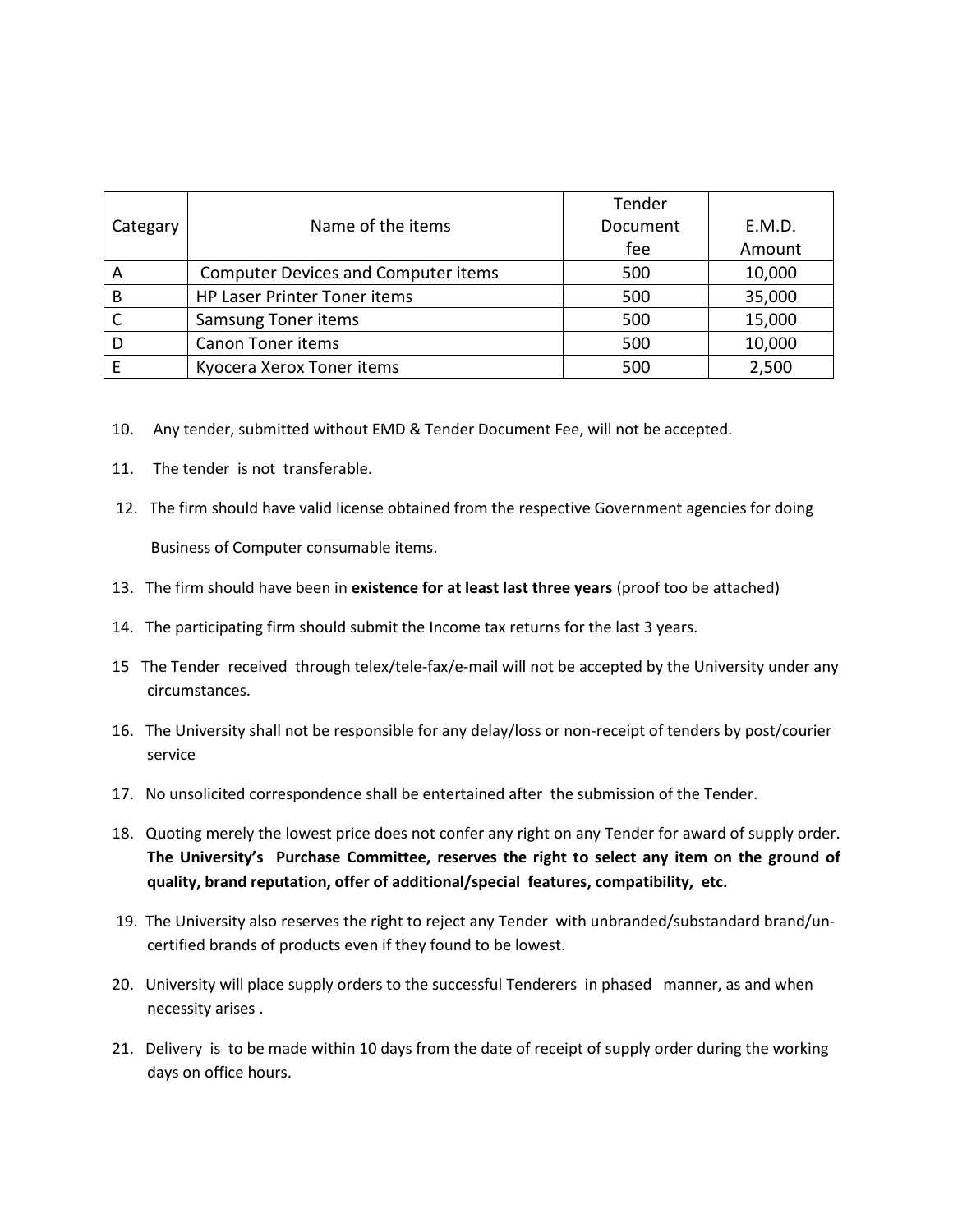| Categary | Name of the items | Tender Document fee | E.M.D. Amount |
|---|---|---|---|
| A | Computer Devices and Computer items | 500 | 10,000 |
| B | HP Laser Printer Toner items | 500 | 35,000 |
| C | Samsung Toner items | 500 | 15,000 |
| D | Canon Toner items | 500 | 10,000 |
| E | Kyocera Xerox Toner items | 500 | 2,500 |

10. Any tender, submitted without EMD & Tender Document Fee, will not be accepted.

11. The tender is not transferable.

12. The firm should have valid license obtained from the respective Government agencies for doing Business of Computer consumable items.

13. The firm should have been in **existence for at least last three years** (proof too be attached)

14. The participating firm should submit the Income tax returns for the last 3 years.

15 The Tender received through telex/tele-fax/e-mail will not be accepted by the University under any circumstances.

16. The University shall not be responsible for any delay/loss or non-receipt of tenders by post/courier service

17. No unsolicited correspondence shall be entertained after the submission of the Tender.

18. Quoting merely the lowest price does not confer any right on any Tender for award of supply order. **The University's Purchase Committee, reserves the right to select any item on the ground of quality, brand reputation, offer of additional/special features, compatibility, etc.**

19. The University also reserves the right to reject any Tender with unbranded/substandard brand/un-certified brands of products even if they found to be lowest.

20. University will place supply orders to the successful Tenderers in phased manner, as and when necessity arises .

21. Delivery is to be made within 10 days from the date of receipt of supply order during the working days on office hours.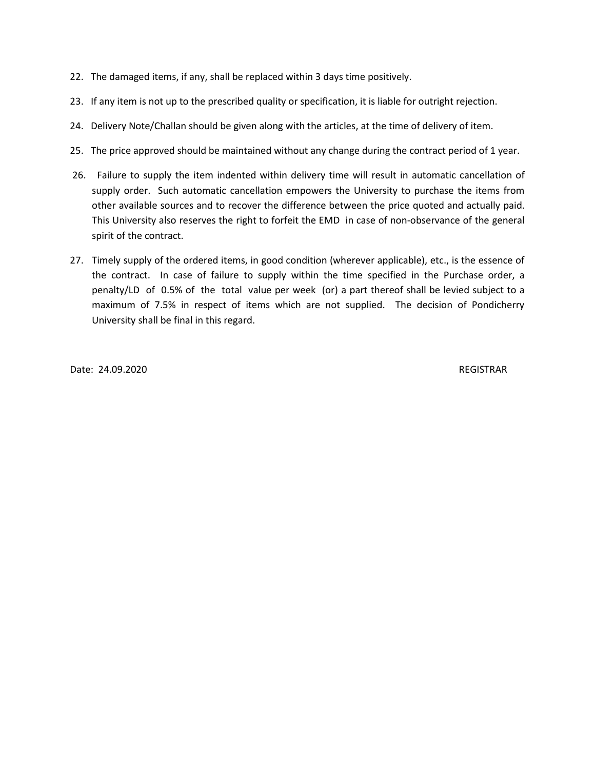22. The damaged items, if any, shall be replaced within 3 days time positively.
23. If any item is not up to the prescribed quality or specification, it is liable for outright rejection.
24. Delivery Note/Challan should be given along with the articles, at the time of delivery of item.
25. The price approved should be maintained without any change during the contract period of 1 year.
26. Failure to supply the item indented within delivery time will result in automatic cancellation of supply order. Such automatic cancellation empowers the University to purchase the items from other available sources and to recover the difference between the price quoted and actually paid. This University also reserves the right to forfeit the EMD in case of non-observance of the general spirit of the contract.
27. Timely supply of the ordered items, in good condition (wherever applicable), etc., is the essence of the contract. In case of failure to supply within the time specified in the Purchase order, a penalty/LD of 0.5% of the total value per week (or) a part thereof shall be levied subject to a maximum of 7.5% in respect of items which are not supplied. The decision of Pondicherry University shall be final in this regard.

Date: 24.09.2020 REGISTRAR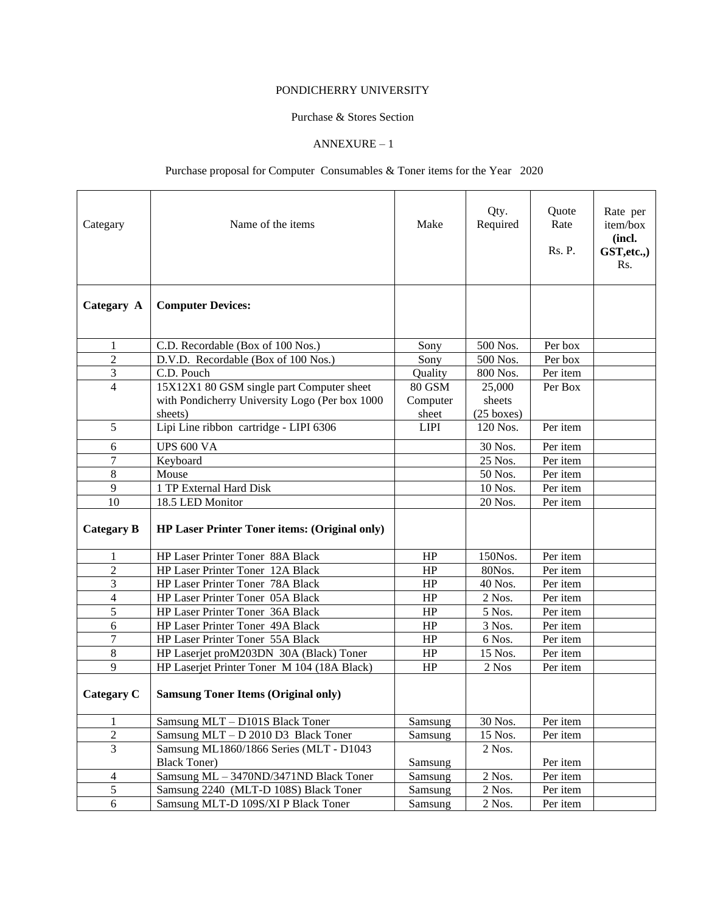PONDICHERRY UNIVERSITY

Purchase & Stores Section

ANNEXURE – 1

Purchase proposal for Computer Consumables & Toner items for the Year 2020

| Categary | Name of the items | Make | Qty. Required | Quote Rate Rs. P. | Rate per item/box **(incl. GST,etc.,)** Rs. |
|---|---|---|---|---|---|
| **Categary A** | **Computer Devices:** | | | | |
| 1 | C.D. Recordable (Box of 100 Nos.) | Sony | 500 Nos. | Per box | |
| 2 | D.V.D. Recordable (Box of 100 Nos.) | Sony | 500 Nos. | Per box | |
| 3 | C.D. Pouch | Quality | 800 Nos. | Per item | |
| 4 | 15X12X1 80 GSM single part Computer sheet with Pondicherry University Logo (Per box 1000 sheets) | 80 GSM Computer sheet | 25,000 sheets (25 boxes) | Per Box | |
| 5 | Lipi Line ribbon cartridge - LIPI 6306 | LIPI | 120 Nos. | Per item | |
| 6 | UPS 600 VA | | 30 Nos. | Per item | |
| 7 | Keyboard | | 25 Nos. | Per item | |
| 8 | Mouse | | 50 Nos. | Per item | |
| 9 | 1 TP External Hard Disk | | 10 Nos. | Per item | |
| 10 | 18.5 LED Monitor | | 20 Nos. | Per item | |
| **Categary B** | **HP Laser Printer Toner items: (Original only)** | | | | |
| 1 | HP Laser Printer Toner 88A Black | HP | 150Nos. | Per item | |
| 2 | HP Laser Printer Toner 12A Black | HP | 80Nos. | Per item | |
| 3 | HP Laser Printer Toner 78A Black | HP | 40 Nos. | Per item | |
| 4 | HP Laser Printer Toner 05A Black | HP | 2 Nos. | Per item | |
| 5 | HP Laser Printer Toner 36A Black | HP | 5 Nos. | Per item | |
| 6 | HP Laser Printer Toner 49A Black | HP | 3 Nos. | Per item | |
| 7 | HP Laser Printer Toner 55A Black | HP | 6 Nos. | Per item | |
| 8 | HP Laserjet proM203DN 30A (Black) Toner | HP | 15 Nos. | Per item | |
| 9 | HP Laserjet Printer Toner M 104 (18A Black) | HP | 2 Nos | Per item | |
| **Categary C** | **Samsung Toner Items (Original only)** | | | | |
| 1 | Samsung MLT – D101S Black Toner | Samsung | 30 Nos. | Per item | |
| 2 | Samsung MLT – D 2010 D3 Black Toner | Samsung | 15 Nos. | Per item | |
| 3 | Samsung ML1860/1866 Series (MLT - D1043 Black Toner) | Samsung | 2 Nos. | Per item | |
| 4 | Samsung ML – 3470ND/3471ND Black Toner | Samsung | 2 Nos. | Per item | |
| 5 | Samsung 2240 (MLT-D 108S) Black Toner | Samsung | 2 Nos. | Per item | |
| 6 | Samsung MLT-D 109S/XI P Black Toner | Samsung | 2 Nos. | Per item | |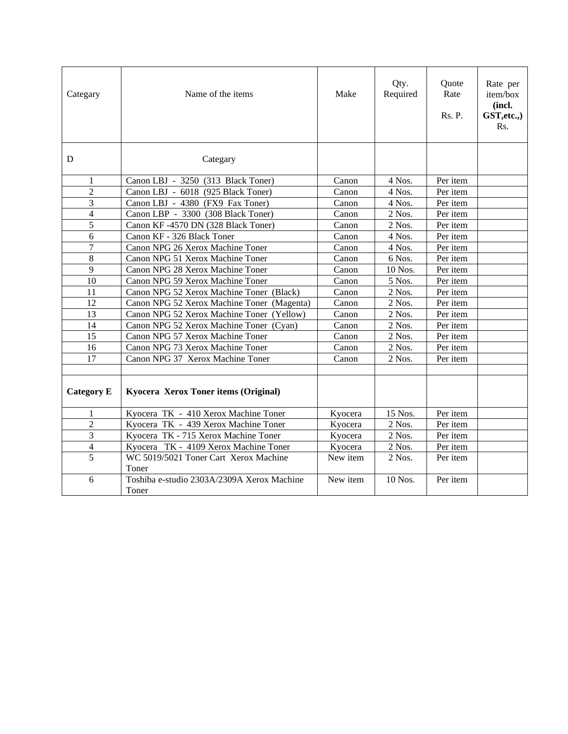| Categary | Name of the items | Make | Qty. Required | Quote Rate Rs. P. | Rate per item/box **(incl. GST,etc.,)** Rs. |
|---|---|---|---|---|---|
| D | Category | | | | |
| 1 | Canon LBJ - 3250 (313 Black Toner) | Canon | 4 Nos. | Per item | |
| 2 | Canon LBJ - 6018 (925 Black Toner) | Canon | 4 Nos. | Per item | |
| 3 | Canon LBJ - 4380 (FX9 Fax Toner) | Canon | 4 Nos. | Per item | |
| 4 | Canon LBP - 3300 (308 Black Toner) | Canon | 2 Nos. | Per item | |
| 5 | Canon KF -4570 DN (328 Black Toner) | Canon | 2 Nos. | Per item | |
| 6 | Canon KF - 326 Black Toner | Canon | 4 Nos. | Per item | |
| 7 | Canon NPG 26 Xerox Machine Toner | Canon | 4 Nos. | Per item | |
| 8 | Canon NPG 51 Xerox Machine Toner | Canon | 6 Nos. | Per item | |
| 9 | Canon NPG 28 Xerox Machine Toner | Canon | 10 Nos. | Per item | |
| 10 | Canon NPG 59 Xerox Machine Toner | Canon | 5 Nos. | Per item | |
| 11 | Canon NPG 52 Xerox Machine Toner (Black) | Canon | 2 Nos. | Per item | |
| 12 | Canon NPG 52 Xerox Machine Toner (Magenta) | Canon | 2 Nos. | Per item | |
| 13 | Canon NPG 52 Xerox Machine Toner (Yellow) | Canon | 2 Nos. | Per item | |
| 14 | Canon NPG 52 Xerox Machine Toner (Cyan) | Canon | 2 Nos. | Per item | |
| 15 | Canon NPG 57 Xerox Machine Toner | Canon | 2 Nos. | Per item | |
| 16 | Canon NPG 73 Xerox Machine Toner | Canon | 2 Nos. | Per item | |
| 17 | Canon NPG 37 Xerox Machine Toner | Canon | 2 Nos. | Per item | |
| | | | | | |
| **Category E** | **Kyocera Xerox Toner items (Original)** | | | | |
| 1 | Kyocera TK - 410 Xerox Machine Toner | Kyocera | 15 Nos. | Per item | |
| 2 | Kyocera TK - 439 Xerox Machine Toner | Kyocera | 2 Nos. | Per item | |
| 3 | Kyocera TK - 715 Xerox Machine Toner | Kyocera | 2 Nos. | Per item | |
| 4 | Kyocera TK - 4109 Xerox Machine Toner | Kyocera | 2 Nos. | Per item | |
| 5 | WC 5019/5021 Toner Cart Xerox Machine Toner | New item | 2 Nos. | Per item | |
| 6 | Toshiba e-studio 2303A/2309A Xerox Machine Toner | New item | 10 Nos. | Per item | |